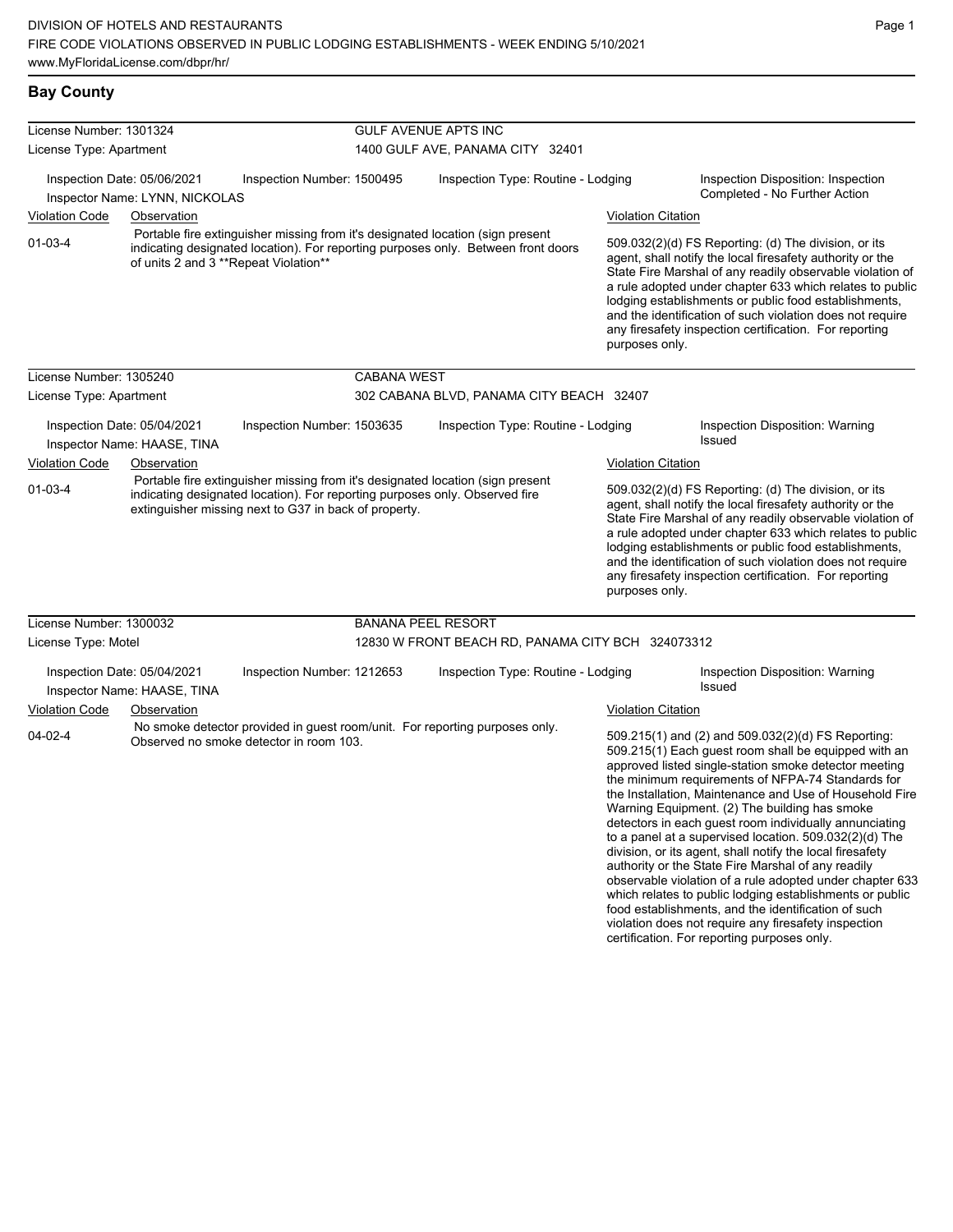DIVISION OF HOTELS AND RESTAURANTS
FIRE CODE VIOLATIONS OBSERVED IN PUBLIC LODGING ESTABLISHMENTS - WEEK ENDING 5/10/2021
www.MyFloridaLicense.com/dbpr/hr/

## Bay County

**License Number:** 1301324 — **GULF AVENUE APTS INC**
**License Type:** Apartment — 1400 GULF AVE, PANAMA CITY 32401

Inspection Date: 05/06/2021 | Inspection Number: 1500495 | Inspection Type: Routine - Lodging | Inspection Disposition: Inspection Completed - No Further Action
Inspector Name: LYNN, NICKOLAS

| Violation Code | Observation | Violation Citation |
|---|---|---|
| 01-03-4 | Portable fire extinguisher missing from it's designated location (sign present indicating designated location). For reporting purposes only. Between front doors of units 2 and 3 **Repeat Violation** | 509.032(2)(d) FS Reporting: (d) The division, or its agent, shall notify the local firesafety authority or the State Fire Marshal of any readily observable violation of a rule adopted under chapter 633 which relates to public lodging establishments or public food establishments, and the identification of such violation does not require any firesafety inspection certification. For reporting purposes only. |

**License Number:** 1305240 — **CABANA WEST**
**License Type:** Apartment — 302 CABANA BLVD, PANAMA CITY BEACH 32407

Inspection Date: 05/04/2021 | Inspection Number: 1503635 | Inspection Type: Routine - Lodging | Inspection Disposition: Warning Issued
Inspector Name: HAASE, TINA

| Violation Code | Observation | Violation Citation |
|---|---|---|
| 01-03-4 | Portable fire extinguisher missing from it's designated location (sign present indicating designated location). For reporting purposes only. Observed fire extinguisher missing next to G37 in back of property. | 509.032(2)(d) FS Reporting: (d) The division, or its agent, shall notify the local firesafety authority or the State Fire Marshal of any readily observable violation of a rule adopted under chapter 633 which relates to public lodging establishments or public food establishments, and the identification of such violation does not require any firesafety inspection certification. For reporting purposes only. |

**License Number:** 1300032 — **BANANA PEEL RESORT**
**License Type:** Motel — 12830 W FRONT BEACH RD, PANAMA CITY BCH 324073312

Inspection Date: 05/04/2021 | Inspection Number: 1212653 | Inspection Type: Routine - Lodging | Inspection Disposition: Warning Issued
Inspector Name: HAASE, TINA

| Violation Code | Observation | Violation Citation |
|---|---|---|
| 04-02-4 | No smoke detector provided in guest room/unit. For reporting purposes only. Observed no smoke detector in room 103. | 509.215(1) and (2) and 509.032(2)(d) FS Reporting: 509.215(1) Each guest room shall be equipped with an approved listed single-station smoke detector meeting the minimum requirements of NFPA-74 Standards for the Installation, Maintenance and Use of Household Fire Warning Equipment. (2) The building has smoke detectors in each guest room individually annunciating to a panel at a supervised location. 509.032(2)(d) The division, or its agent, shall notify the local firesafety authority or the State Fire Marshal of any readily observable violation of a rule adopted under chapter 633 which relates to public lodging establishments or public food establishments, and the identification of such violation does not require any firesafety inspection certification. For reporting purposes only. |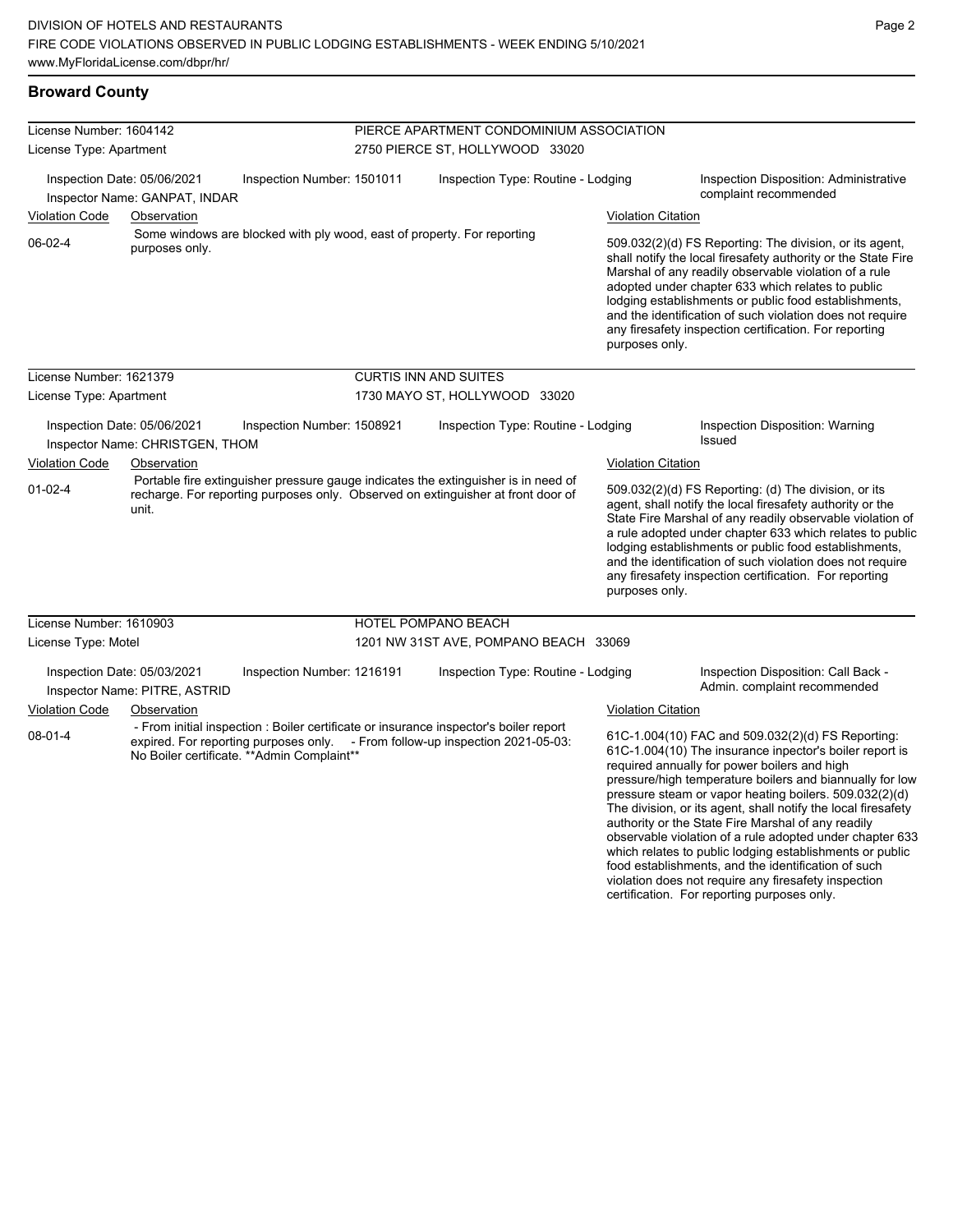## Broward County

**License Number:** 1604142
**License Type:** Apartment

**PIERCE APARTMENT CONDOMINIUM ASSOCIATION**
2750 PIERCE ST, HOLLYWOOD 33020

Inspection Date: 05/06/2021
Inspector Name: GANPAT, INDAR
Inspection Number: 1501011
Inspection Type: Routine - Lodging
Inspection Disposition: Administrative complaint recommended

| Violation Code | Observation | Violation Citation |
| --- | --- | --- |
| 06-02-4 | Some windows are blocked with ply wood, east of property. For reporting purposes only. | 509.032(2)(d) FS Reporting: The division, or its agent, shall notify the local firesafety authority or the State Fire Marshal of any readily observable violation of a rule adopted under chapter 633 which relates to public lodging establishments or public food establishments, and the identification of such violation does not require any firesafety inspection certification. For reporting purposes only. |

**License Number:** 1621379
**License Type:** Apartment

**CURTIS INN AND SUITES**
1730 MAYO ST, HOLLYWOOD 33020

Inspection Date: 05/06/2021
Inspector Name: CHRISTGEN, THOM
Inspection Number: 1508921
Inspection Type: Routine - Lodging
Inspection Disposition: Warning Issued

| Violation Code | Observation | Violation Citation |
| --- | --- | --- |
| 01-02-4 | Portable fire extinguisher pressure gauge indicates the extinguisher is in need of recharge. For reporting purposes only. Observed on extinguisher at front door of unit. | 509.032(2)(d) FS Reporting: (d) The division, or its agent, shall notify the local firesafety authority or the State Fire Marshal of any readily observable violation of a rule adopted under chapter 633 which relates to public lodging establishments or public food establishments, and the identification of such violation does not require any firesafety inspection certification. For reporting purposes only. |

**License Number:** 1610903
**License Type:** Motel

**HOTEL POMPANO BEACH**
1201 NW 31ST AVE, POMPANO BEACH 33069

Inspection Date: 05/03/2021
Inspector Name: PITRE, ASTRID
Inspection Number: 1216191
Inspection Type: Routine - Lodging
Inspection Disposition: Call Back - Admin. complaint recommended

| Violation Code | Observation | Violation Citation |
| --- | --- | --- |
| 08-01-4 | - From initial inspection : Boiler certificate or insurance inspector's boiler report expired. For reporting purposes only. - From follow-up inspection 2021-05-03: No Boiler certificate. **Admin Complaint** | 61C-1.004(10) FAC and 509.032(2)(d) FS Reporting: 61C-1.004(10) The insurance inpector's boiler report is required annually for power boilers and high pressure/high temperature boilers and biannually for low pressure steam or vapor heating boilers. 509.032(2)(d) The division, or its agent, shall notify the local firesafety authority or the State Fire Marshal of any readily observable violation of a rule adopted under chapter 633 which relates to public lodging establishments or public food establishments, and the identification of such violation does not require any firesafety inspection certification. For reporting purposes only. |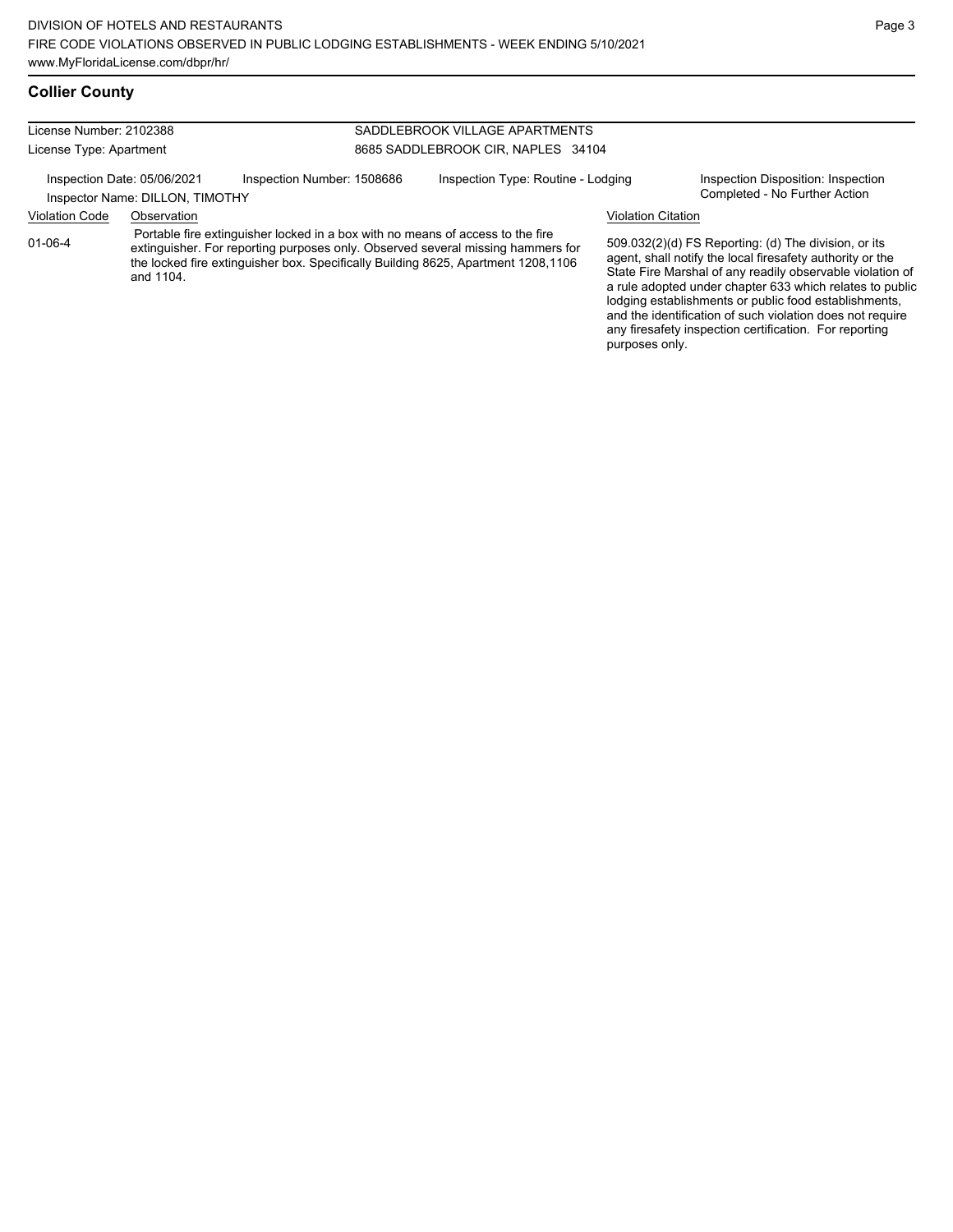## Collier County

| License Number: 2102388 | SADDLEBROOK VILLAGE APARTMENTS |
| --- | --- |
| License Type: Apartment | 8685 SADDLEBROOK CIR, NAPLES 34104 |

Inspection Date: 05/06/2021 | Inspection Number: 1508686 | Inspection Type: Routine - Lodging | Inspection Disposition: Inspection Completed - No Further Action

Inspector Name: DILLON, TIMOTHY

| Violation Code | Observation | Violation Citation |
| --- | --- | --- |
| 01-06-4 | Portable fire extinguisher locked in a box with no means of access to the fire extinguisher. For reporting purposes only. Observed several missing hammers for the locked fire extinguisher box. Specifically Building 8625, Apartment 1208,1106 and 1104. | 509.032(2)(d) FS Reporting: (d) The division, or its agent, shall notify the local firesafety authority or the State Fire Marshal of any readily observable violation of a rule adopted under chapter 633 which relates to public lodging establishments or public food establishments, and the identification of such violation does not require any firesafety inspection certification. For reporting purposes only. |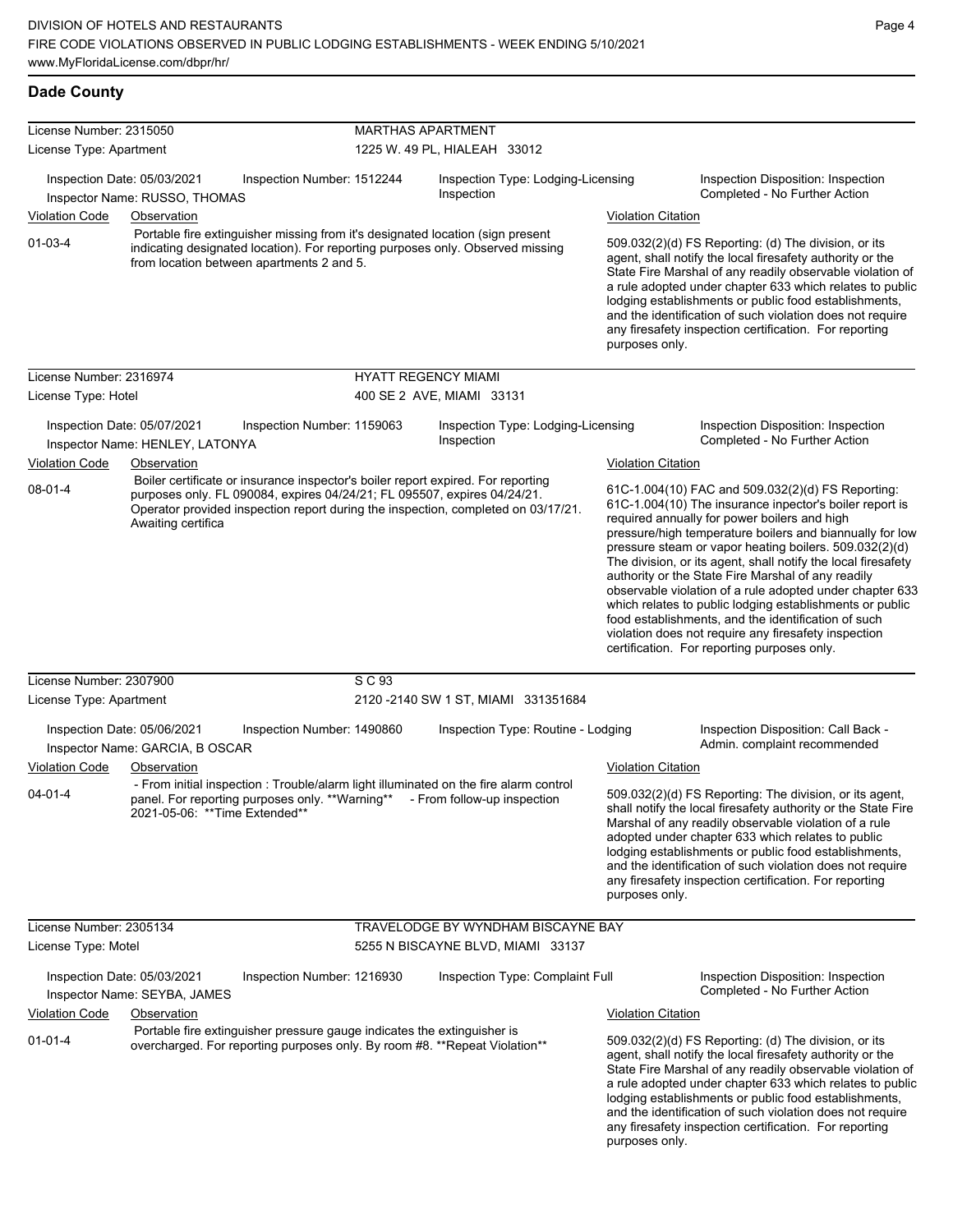## Dade County

**License Number:** 2315050 — **MARTHAS APARTMENT**
**License Type:** Apartment — 1225 W. 49 PL, HIALEAH 33012

Inspection Date: 05/03/2021 | Inspection Number: 1512244 | Inspection Type: Lodging-Licensing Inspection | Inspection Disposition: Inspection Completed - No Further Action
Inspector Name: RUSSO, THOMAS

| Violation Code | Observation | Violation Citation |
|---|---|---|
| 01-03-4 | Portable fire extinguisher missing from it's designated location (sign present indicating designated location). For reporting purposes only. Observed missing from location between apartments 2 and 5. | 509.032(2)(d) FS Reporting: (d) The division, or its agent, shall notify the local firesafety authority or the State Fire Marshal of any readily observable violation of a rule adopted under chapter 633 which relates to public lodging establishments or public food establishments, and the identification of such violation does not require any firesafety inspection certification. For reporting purposes only. |

**License Number:** 2316974 — **HYATT REGENCY MIAMI**
**License Type:** Hotel — 400 SE 2 AVE, MIAMI 33131

Inspection Date: 05/07/2021 | Inspection Number: 1159063 | Inspection Type: Lodging-Licensing Inspection | Inspection Disposition: Inspection Completed - No Further Action
Inspector Name: HENLEY, LATONYA

| Violation Code | Observation | Violation Citation |
|---|---|---|
| 08-01-4 | Boiler certificate or insurance inspector's boiler report expired. For reporting purposes only. FL 090084, expires 04/24/21; FL 095507, expires 04/24/21. Operator provided inspection report during the inspection, completed on 03/17/21. Awaiting certifica | 61C-1.004(10) FAC and 509.032(2)(d) FS Reporting: 61C-1.004(10) The insurance inpector's boiler report is required annually for power boilers and high pressure/high temperature boilers and biannually for low pressure steam or vapor heating boilers. 509.032(2)(d) The division, or its agent, shall notify the local firesafety authority or the State Fire Marshal of any readily observable violation of a rule adopted under chapter 633 which relates to public lodging establishments or public food establishments, and the identification of such violation does not require any firesafety inspection certification. For reporting purposes only. |

**License Number:** 2307900 — **S C 93**
**License Type:** Apartment — 2120 -2140 SW 1 ST, MIAMI 331351684

Inspection Date: 05/06/2021 | Inspection Number: 1490860 | Inspection Type: Routine - Lodging | Inspection Disposition: Call Back - Admin. complaint recommended
Inspector Name: GARCIA, B OSCAR

| Violation Code | Observation | Violation Citation |
|---|---|---|
| 04-01-4 | - From initial inspection : Trouble/alarm light illuminated on the fire alarm control panel. For reporting purposes only. **Warning** - From follow-up inspection 2021-05-06: **Time Extended** | 509.032(2)(d) FS Reporting: The division, or its agent, shall notify the local firesafety authority or the State Fire Marshal of any readily observable violation of a rule adopted under chapter 633 which relates to public lodging establishments or public food establishments, and the identification of such violation does not require any firesafety inspection certification. For reporting purposes only. |

**License Number:** 2305134 — **TRAVELODGE BY WYNDHAM BISCAYNE BAY**
**License Type:** Motel — 5255 N BISCAYNE BLVD, MIAMI 33137

Inspection Date: 05/03/2021 | Inspection Number: 1216930 | Inspection Type: Complaint Full | Inspection Disposition: Inspection Completed - No Further Action
Inspector Name: SEYBA, JAMES

| Violation Code | Observation | Violation Citation |
|---|---|---|
| 01-01-4 | Portable fire extinguisher pressure gauge indicates the extinguisher is overcharged. For reporting purposes only. By room #8. **Repeat Violation** | 509.032(2)(d) FS Reporting: (d) The division, or its agent, shall notify the local firesafety authority or the State Fire Marshal of any readily observable violation of a rule adopted under chapter 633 which relates to public lodging establishments or public food establishments, and the identification of such violation does not require any firesafety inspection certification. For reporting purposes only. |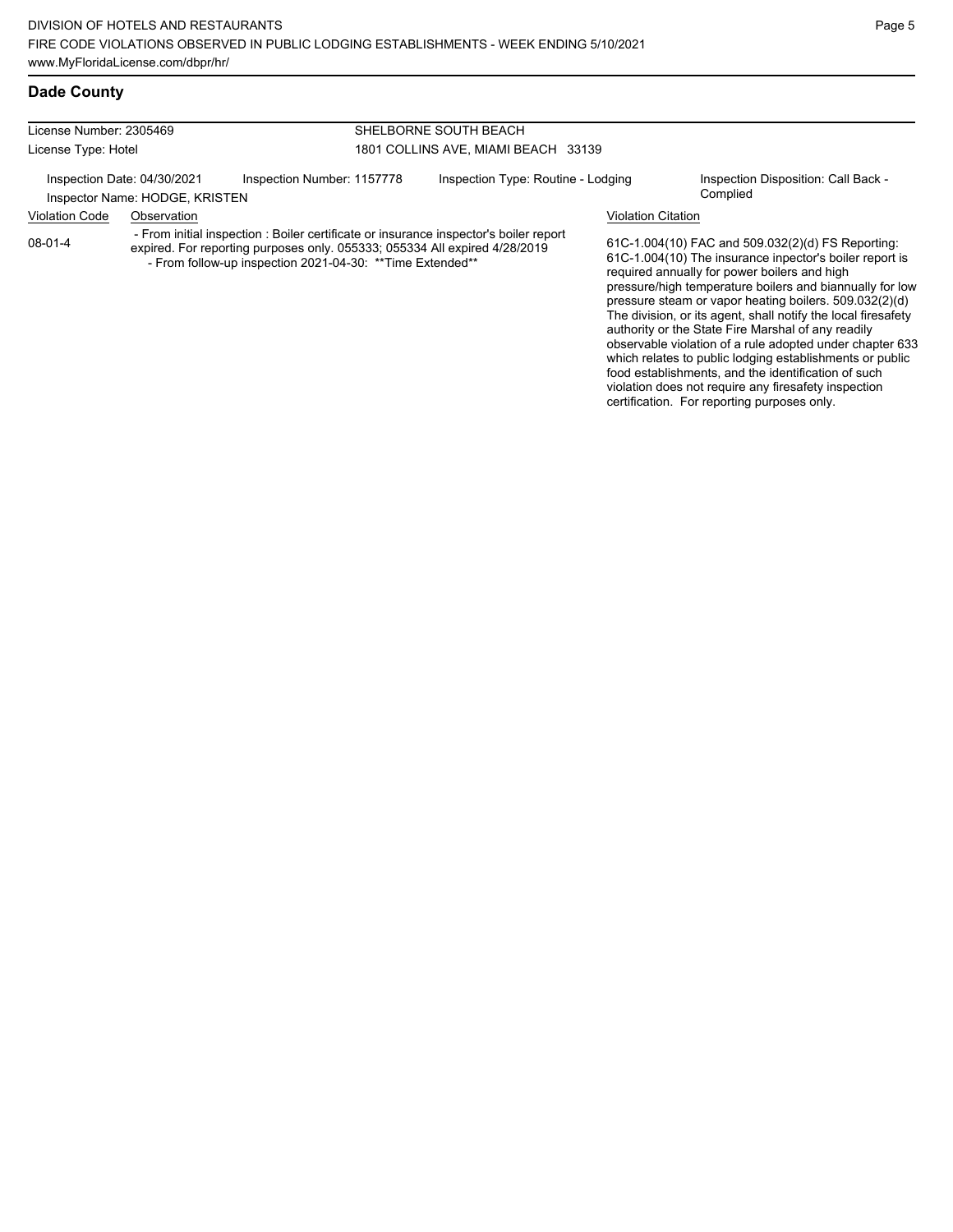## Dade County

| License Number: 2305469 | SHELBORNE SOUTH BEACH |
|---|---|
| License Type: Hotel | 1801 COLLINS AVE, MIAMI BEACH 33139 |

Inspection Date: 04/30/2021 | Inspection Number: 1157778 | Inspection Type: Routine - Lodging | Inspection Disposition: Call Back - Complied

Inspector Name: HODGE, KRISTEN

| Violation Code | Observation | Violation Citation |
|---|---|---|
| 08-01-4 | - From initial inspection : Boiler certificate or insurance inspector's boiler report expired. For reporting purposes only. 055333; 055334 All expired 4/28/2019<br>- From follow-up inspection 2021-04-30: **Time Extended** | 61C-1.004(10) FAC and 509.032(2)(d) FS Reporting: 61C-1.004(10) The insurance inpector's boiler report is required annually for power boilers and high pressure/high temperature boilers and biannually for low pressure steam or vapor heating boilers. 509.032(2)(d) The division, or its agent, shall notify the local firesafety authority or the State Fire Marshal of any readily observable violation of a rule adopted under chapter 633 which relates to public lodging establishments or public food establishments, and the identification of such violation does not require any firesafety inspection certification. For reporting purposes only. |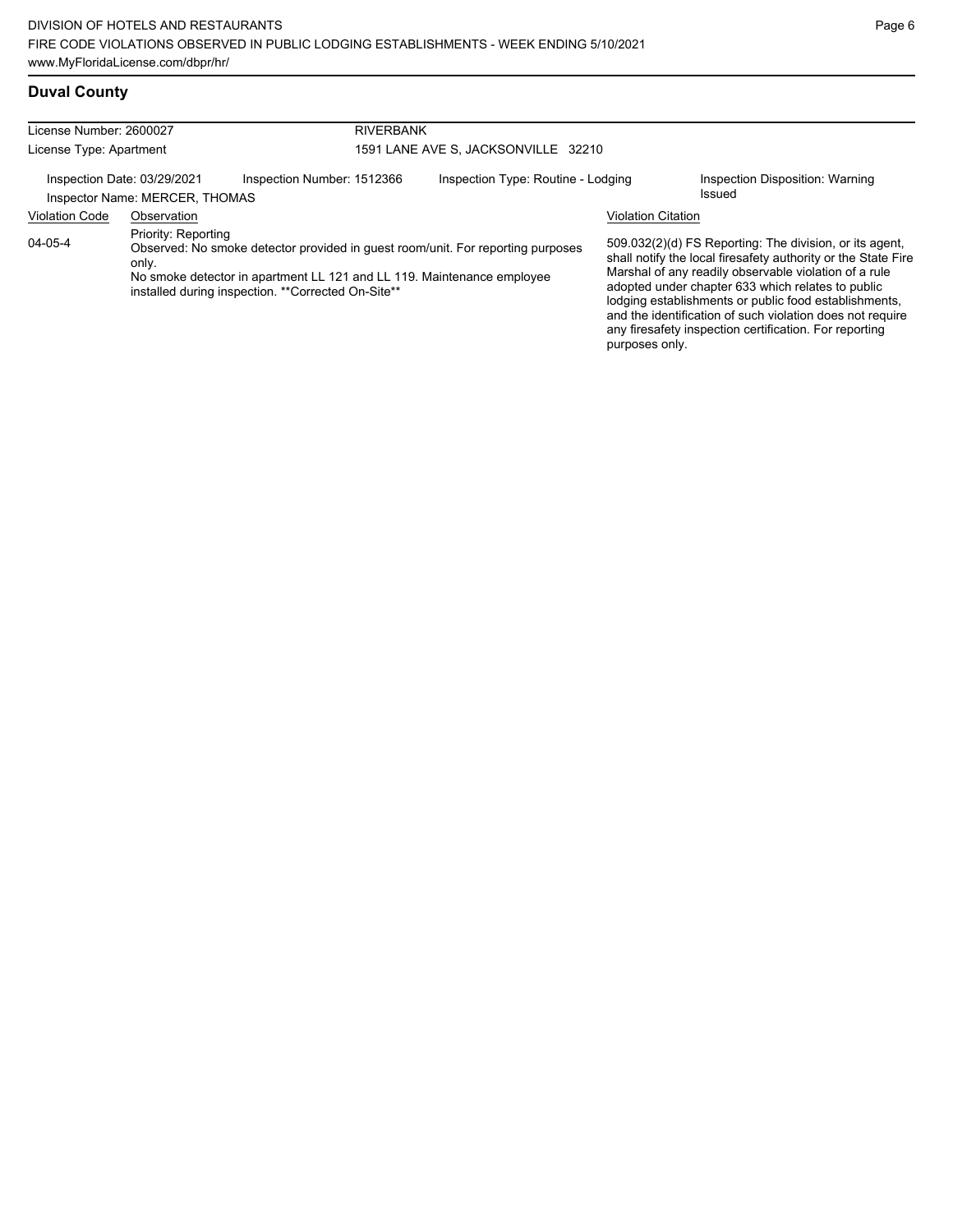## Duval County

| License Number: 2600027 | RIVERBANK |
|---|---|
| License Type: Apartment | 1591 LANE AVE S, JACKSONVILLE 32210 |

| Inspection Date: 03/29/2021 | Inspection Number: 1512366 | Inspection Type: Routine - Lodging | Inspection Disposition: Warning Issued |
|---|---|---|---|
| Inspector Name: MERCER, THOMAS | | | |

| Violation Code | Observation | Violation Citation |
|---|---|---|
| 04-05-4 | Priority: Reporting<br>Observed: No smoke detector provided in guest room/unit. For reporting purposes only.<br>No smoke detector in apartment LL 121 and LL 119. Maintenance employee installed during inspection. **Corrected On-Site** | 509.032(2)(d) FS Reporting: The division, or its agent, shall notify the local firesafety authority or the State Fire Marshal of any readily observable violation of a rule adopted under chapter 633 which relates to public lodging establishments or public food establishments, and the identification of such violation does not require any firesafety inspection certification. For reporting purposes only. |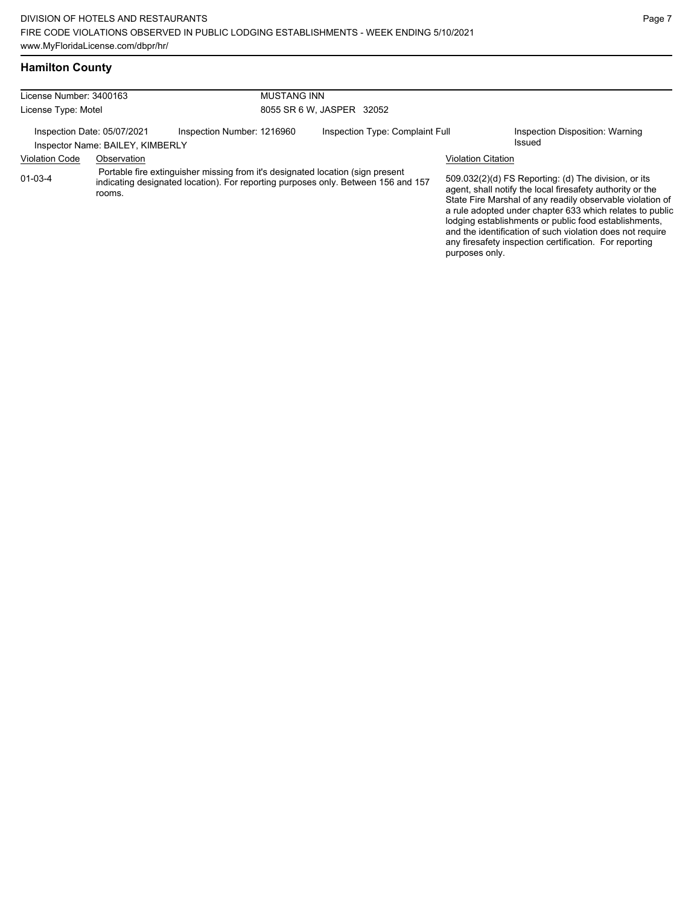## Hamilton County

| License Number: 3400163 | MUSTANG INN |
|---|---|
| License Type: Motel | 8055 SR 6 W, JASPER 32052 |

Inspection Date: 05/07/2021 | Inspection Number: 1216960 | Inspection Type: Complaint Full | Inspection Disposition: Warning Issued

Inspector Name: BAILEY, KIMBERLY

| Violation Code | Observation | Violation Citation |
|---|---|---|
| 01-03-4 | Portable fire extinguisher missing from it's designated location (sign present indicating designated location). For reporting purposes only. Between 156 and 157 rooms. | 509.032(2)(d) FS Reporting: (d) The division, or its agent, shall notify the local firesafety authority or the State Fire Marshal of any readily observable violation of a rule adopted under chapter 633 which relates to public lodging establishments or public food establishments, and the identification of such violation does not require any firesafety inspection certification. For reporting purposes only. |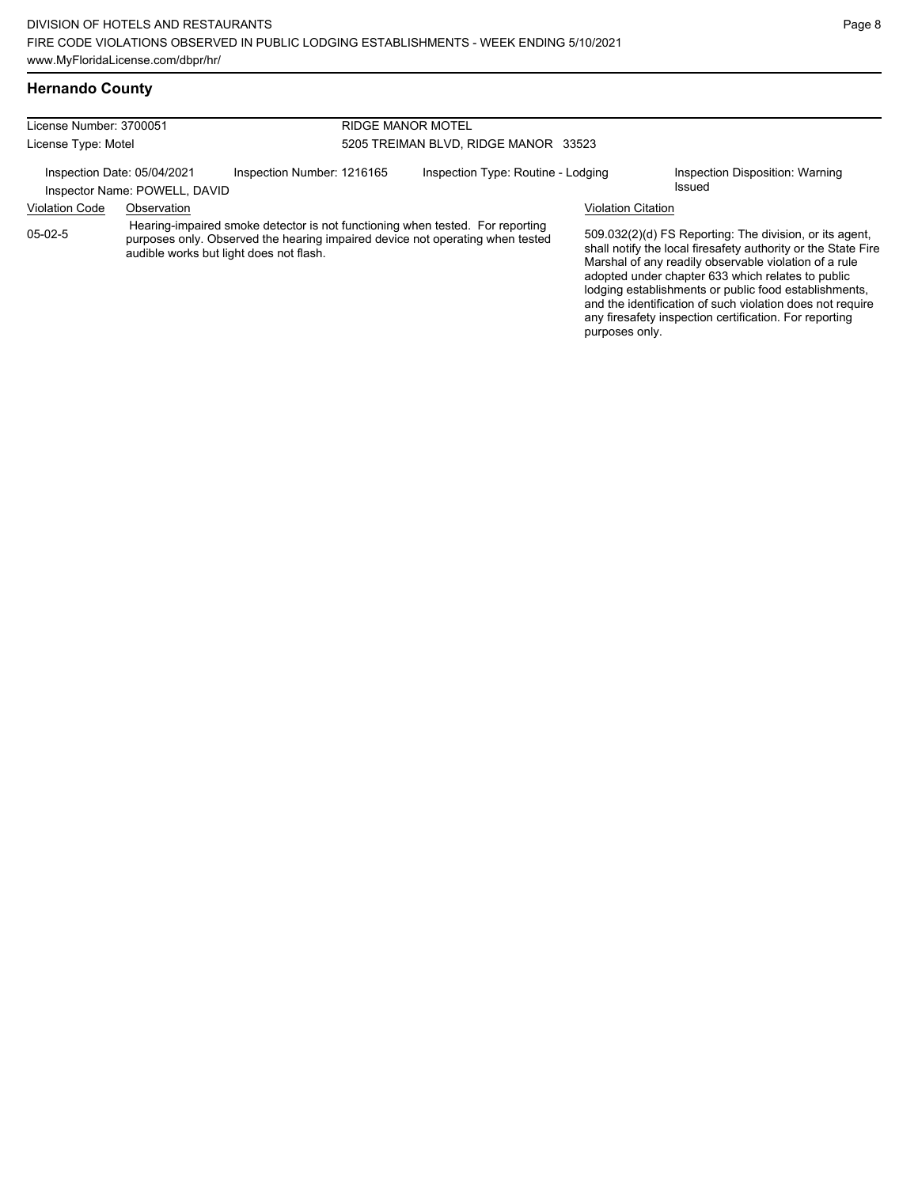## Hernando County

License Number: 3700051

License Type: Motel

RIDGE MANOR MOTEL

5205 TREIMAN BLVD, RIDGE MANOR 33523

Inspection Date: 05/04/2021 | Inspection Number: 1216165 | Inspection Type: Routine - Lodging | Inspection Disposition: Warning Issued

Inspector Name: POWELL, DAVID

| Violation Code | Observation | Violation Citation |
|---|---|---|
| 05-02-5 | Hearing-impaired smoke detector is not functioning when tested. For reporting purposes only. Observed the hearing impaired device not operating when tested audible works but light does not flash. | 509.032(2)(d) FS Reporting: The division, or its agent, shall notify the local firesafety authority or the State Fire Marshal of any readily observable violation of a rule adopted under chapter 633 which relates to public lodging establishments or public food establishments, and the identification of such violation does not require any firesafety inspection certification. For reporting purposes only. |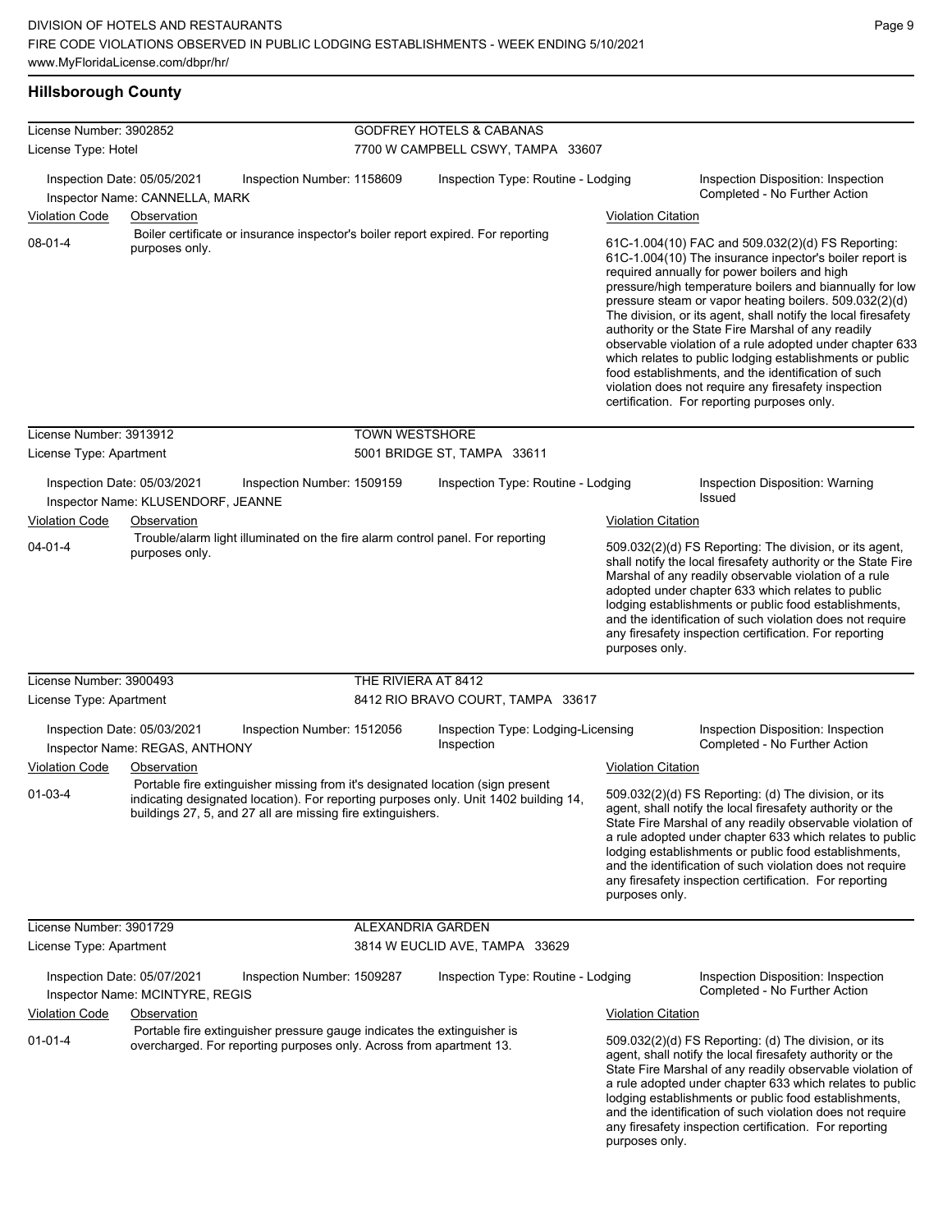## Hillsborough County

**License Number:** 3902852 — **GODFREY HOTELS & CABANAS**
**License Type:** Hotel — 7700 W CAMPBELL CSWY, TAMPA 33607

Inspection Date: 05/05/2021 | Inspection Number: 1158609 | Inspection Type: Routine - Lodging | Inspection Disposition: Inspection Completed - No Further Action
Inspector Name: CANNELLA, MARK

| Violation Code | Observation | Violation Citation |
|---|---|---|
| 08-01-4 | Boiler certificate or insurance inspector's boiler report expired. For reporting purposes only. | 61C-1.004(10) FAC and 509.032(2)(d) FS Reporting: 61C-1.004(10) The insurance inpector's boiler report is required annually for power boilers and high pressure/high temperature boilers and biannually for low pressure steam or vapor heating boilers. 509.032(2)(d) The division, or its agent, shall notify the local firesafety authority or the State Fire Marshal of any readily observable violation of a rule adopted under chapter 633 which relates to public lodging establishments or public food establishments, and the identification of such violation does not require any firesafety inspection certification. For reporting purposes only. |

**License Number:** 3913912 — **TOWN WESTSHORE**
**License Type:** Apartment — 5001 BRIDGE ST, TAMPA 33611

Inspection Date: 05/03/2021 | Inspection Number: 1509159 | Inspection Type: Routine - Lodging | Inspection Disposition: Warning Issued
Inspector Name: KLUSENDORF, JEANNE

| Violation Code | Observation | Violation Citation |
|---|---|---|
| 04-01-4 | Trouble/alarm light illuminated on the fire alarm control panel. For reporting purposes only. | 509.032(2)(d) FS Reporting: The division, or its agent, shall notify the local firesafety authority or the State Fire Marshal of any readily observable violation of a rule adopted under chapter 633 which relates to public lodging establishments or public food establishments, and the identification of such violation does not require any firesafety inspection certification. For reporting purposes only. |

**License Number:** 3900493 — **THE RIVIERA AT 8412**
**License Type:** Apartment — 8412 RIO BRAVO COURT, TAMPA 33617

Inspection Date: 05/03/2021 | Inspection Number: 1512056 | Inspection Type: Lodging-Licensing Inspection | Inspection Disposition: Inspection Completed - No Further Action
Inspector Name: REGAS, ANTHONY

| Violation Code | Observation | Violation Citation |
|---|---|---|
| 01-03-4 | Portable fire extinguisher missing from it's designated location (sign present indicating designated location). For reporting purposes only. Unit 1402 building 14, buildings 27, 5, and 27 all are missing fire extinguishers. | 509.032(2)(d) FS Reporting: (d) The division, or its agent, shall notify the local firesafety authority or the State Fire Marshal of any readily observable violation of a rule adopted under chapter 633 which relates to public lodging establishments or public food establishments, and the identification of such violation does not require any firesafety inspection certification. For reporting purposes only. |

**License Number:** 3901729 — **ALEXANDRIA GARDEN**
**License Type:** Apartment — 3814 W EUCLID AVE, TAMPA 33629

Inspection Date: 05/07/2021 | Inspection Number: 1509287 | Inspection Type: Routine - Lodging | Inspection Disposition: Inspection Completed - No Further Action
Inspector Name: MCINTYRE, REGIS

| Violation Code | Observation | Violation Citation |
|---|---|---|
| 01-01-4 | Portable fire extinguisher pressure gauge indicates the extinguisher is overcharged. For reporting purposes only. Across from apartment 13. | 509.032(2)(d) FS Reporting: (d) The division, or its agent, shall notify the local firesafety authority or the State Fire Marshal of any readily observable violation of a rule adopted under chapter 633 which relates to public lodging establishments or public food establishments, and the identification of such violation does not require any firesafety inspection certification. For reporting purposes only. |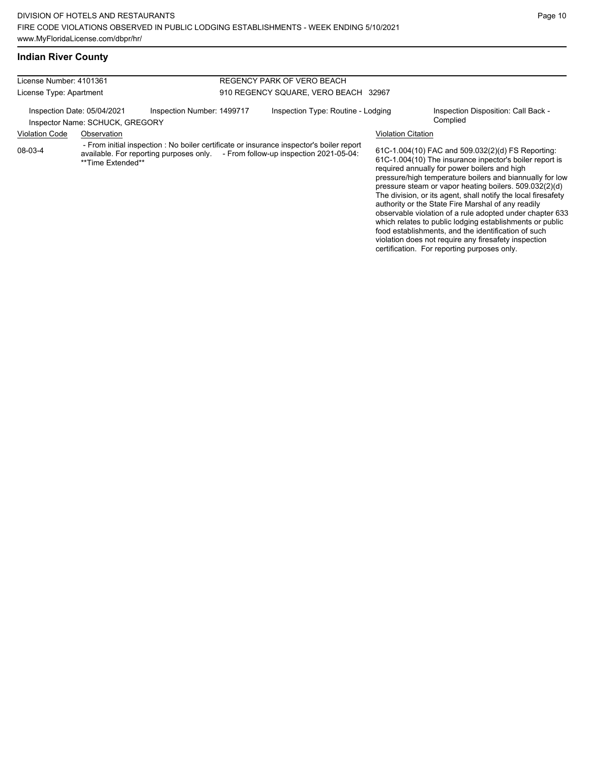## Indian River County

| License Number: 4101361 | | REGENCY PARK OF VERO BEACH | |
|---|---|---|---|
| License Type: Apartment | | 910 REGENCY SQUARE, VERO BEACH 32967 | |
| Inspection Date: 05/04/2021 | Inspection Number: 1499717 | Inspection Type: Routine - Lodging | Inspection Disposition: Call Back - Complied |
| Inspector Name: SCHUCK, GREGORY | | | |

| Violation Code | Observation | Violation Citation |
|---|---|---|
| 08-03-4 | - From initial inspection : No boiler certificate or insurance inspector's boiler report available. For reporting purposes only. - From follow-up inspection 2021-05-04: **Time Extended** | 61C-1.004(10) FAC and 509.032(2)(d) FS Reporting: 61C-1.004(10) The insurance inpector's boiler report is required annually for power boilers and high pressure/high temperature boilers and biannually for low pressure steam or vapor heating boilers. 509.032(2)(d) The division, or its agent, shall notify the local firesafety authority or the State Fire Marshal of any readily observable violation of a rule adopted under chapter 633 which relates to public lodging establishments or public food establishments, and the identification of such violation does not require any firesafety inspection certification. For reporting purposes only. |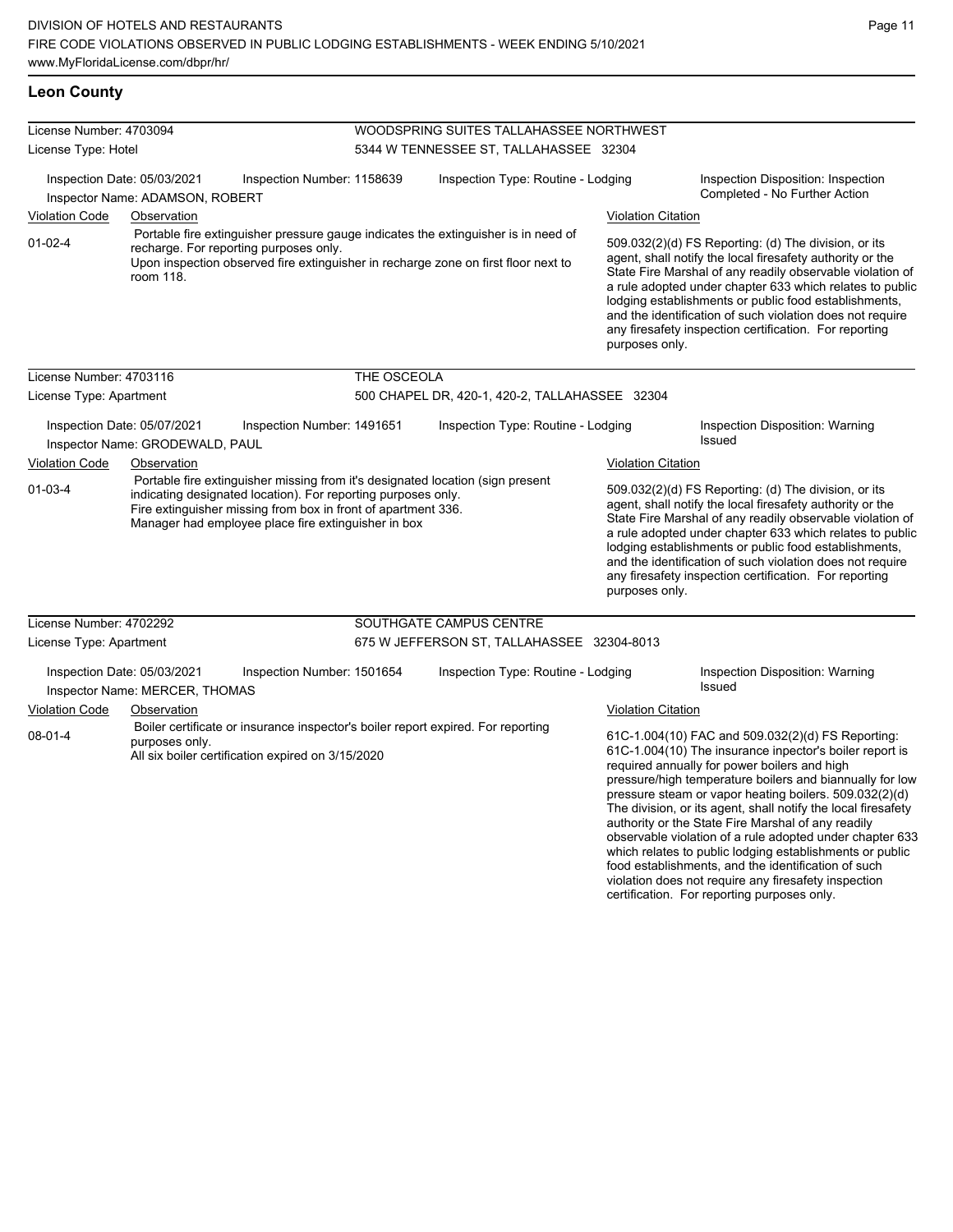## Leon County

**License Number:** 4703094
**License Type:** Hotel
**WOODSPRING SUITES TALLAHASSEE NORTHWEST**
5344 W TENNESSEE ST, TALLAHASSEE 32304

Inspection Date: 05/03/2021 | Inspection Number: 1158639 | Inspection Type: Routine - Lodging | Inspection Disposition: Inspection Completed - No Further Action
Inspector Name: ADAMSON, ROBERT

| Violation Code | Observation | Violation Citation |
| --- | --- | --- |
| 01-02-4 | Portable fire extinguisher pressure gauge indicates the extinguisher is in need of recharge. For reporting purposes only. Upon inspection observed fire extinguisher in recharge zone on first floor next to room 118. | 509.032(2)(d) FS Reporting: (d) The division, or its agent, shall notify the local firesafety authority or the State Fire Marshal of any readily observable violation of a rule adopted under chapter 633 which relates to public lodging establishments or public food establishments, and the identification of such violation does not require any firesafety inspection certification. For reporting purposes only. |

**License Number:** 4703116
**License Type:** Apartment
**THE OSCEOLA**
500 CHAPEL DR, 420-1, 420-2, TALLAHASSEE 32304

Inspection Date: 05/07/2021 | Inspection Number: 1491651 | Inspection Type: Routine - Lodging | Inspection Disposition: Warning Issued
Inspector Name: GRODEWALD, PAUL

| Violation Code | Observation | Violation Citation |
| --- | --- | --- |
| 01-03-4 | Portable fire extinguisher missing from it's designated location (sign present indicating designated location). For reporting purposes only. Fire extinguisher missing from box in front of apartment 336. Manager had employee place fire extinguisher in box | 509.032(2)(d) FS Reporting: (d) The division, or its agent, shall notify the local firesafety authority or the State Fire Marshal of any readily observable violation of a rule adopted under chapter 633 which relates to public lodging establishments or public food establishments, and the identification of such violation does not require any firesafety inspection certification. For reporting purposes only. |

**License Number:** 4702292
**License Type:** Apartment
**SOUTHGATE CAMPUS CENTRE**
675 W JEFFERSON ST, TALLAHASSEE 32304-8013

Inspection Date: 05/03/2021 | Inspection Number: 1501654 | Inspection Type: Routine - Lodging | Inspection Disposition: Warning Issued
Inspector Name: MERCER, THOMAS

| Violation Code | Observation | Violation Citation |
| --- | --- | --- |
| 08-01-4 | Boiler certificate or insurance inspector's boiler report expired. For reporting purposes only. All six boiler certification expired on 3/15/2020 | 61C-1.004(10) FAC and 509.032(2)(d) FS Reporting: 61C-1.004(10) The insurance inpector's boiler report is required annually for power boilers and high pressure/high temperature boilers and biannually for low pressure steam or vapor heating boilers. 509.032(2)(d) The division, or its agent, shall notify the local firesafety authority or the State Fire Marshal of any readily observable violation of a rule adopted under chapter 633 which relates to public lodging establishments or public food establishments, and the identification of such violation does not require any firesafety inspection certification. For reporting purposes only. |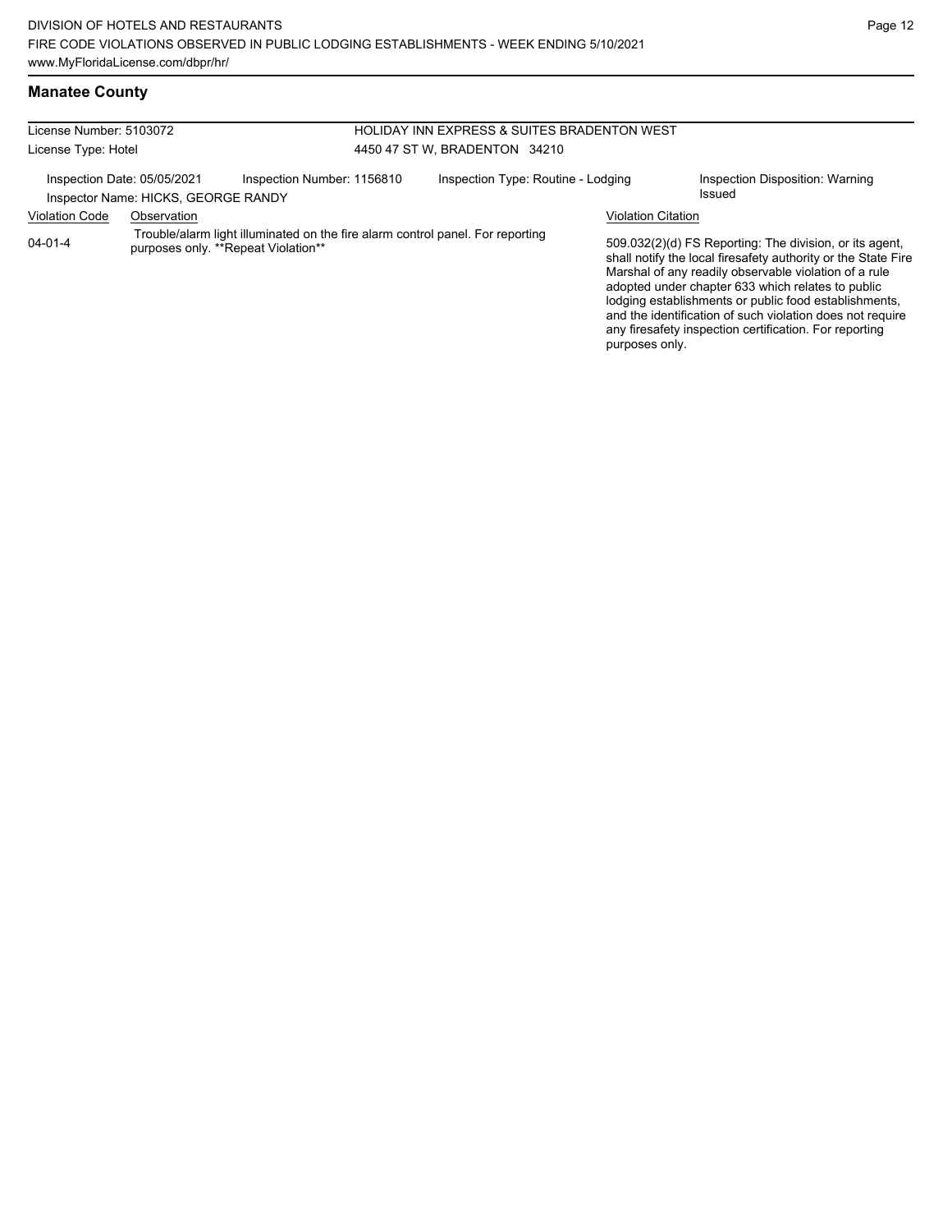## Manatee County

License Number: 5103072

License Type: Hotel

HOLIDAY INN EXPRESS & SUITES BRADENTON WEST

4450 47 ST W, BRADENTON 34210

Inspection Date: 05/05/2021 | Inspection Number: 1156810 | Inspection Type: Routine - Lodging | Inspection Disposition: Warning Issued

Inspector Name: HICKS, GEORGE RANDY

| Violation Code | Observation | Violation Citation |
|---|---|---|
| 04-01-4 | Trouble/alarm light illuminated on the fire alarm control panel. For reporting purposes only. **Repeat Violation** | 509.032(2)(d) FS Reporting: The division, or its agent, shall notify the local firesafety authority or the State Fire Marshal of any readily observable violation of a rule adopted under chapter 633 which relates to public lodging establishments or public food establishments, and the identification of such violation does not require any firesafety inspection certification. For reporting purposes only. |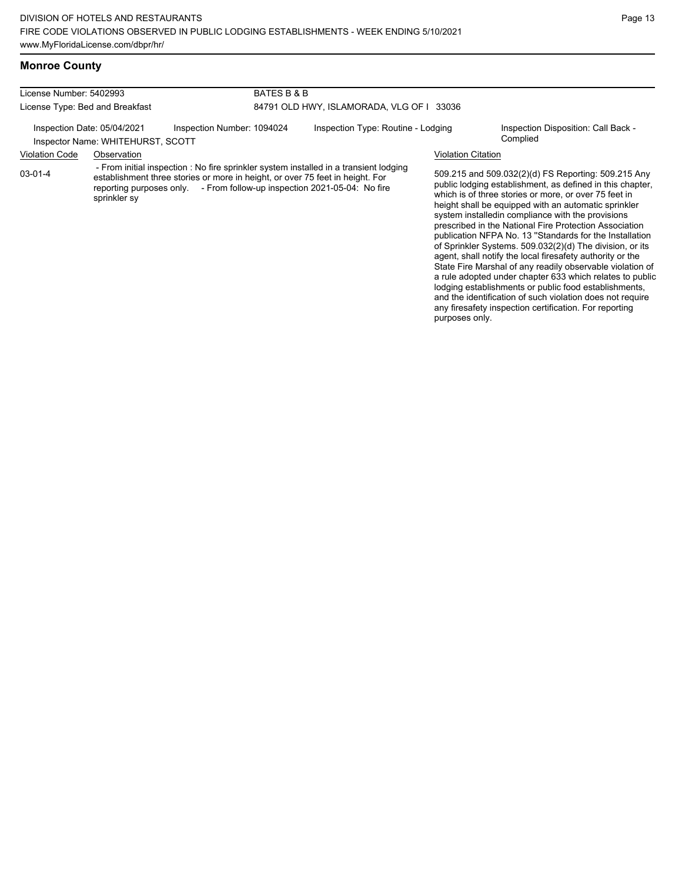## Monroe County

License Number: 5402993

License Type: Bed and Breakfast

BATES B & B

84791 OLD HWY, ISLAMORADA, VLG OF I 33036

Inspection Date: 05/04/2021

Inspection Number: 1094024

Inspection Type: Routine - Lodging

Inspection Disposition: Call Back - Complied

Inspector Name: WHITEHURST, SCOTT

| Violation Code | Observation | Violation Citation |
| --- | --- | --- |
| 03-01-4 | - From initial inspection : No fire sprinkler system installed in a transient lodging establishment three stories or more in height, or over 75 feet in height. For reporting purposes only. - From follow-up inspection 2021-05-04: No fire sprinkler sy | 509.215 and 509.032(2)(d) FS Reporting: 509.215 Any public lodging establishment, as defined in this chapter, which is of three stories or more, or over 75 feet in height shall be equipped with an automatic sprinkler system installedin compliance with the provisions prescribed in the National Fire Protection Association publication NFPA No. 13 "Standards for the Installation of Sprinkler Systems. 509.032(2)(d) The division, or its agent, shall notify the local firesafety authority or the State Fire Marshal of any readily observable violation of a rule adopted under chapter 633 which relates to public lodging establishments or public food establishments, and the identification of such violation does not require any firesafety inspection certification. For reporting purposes only. |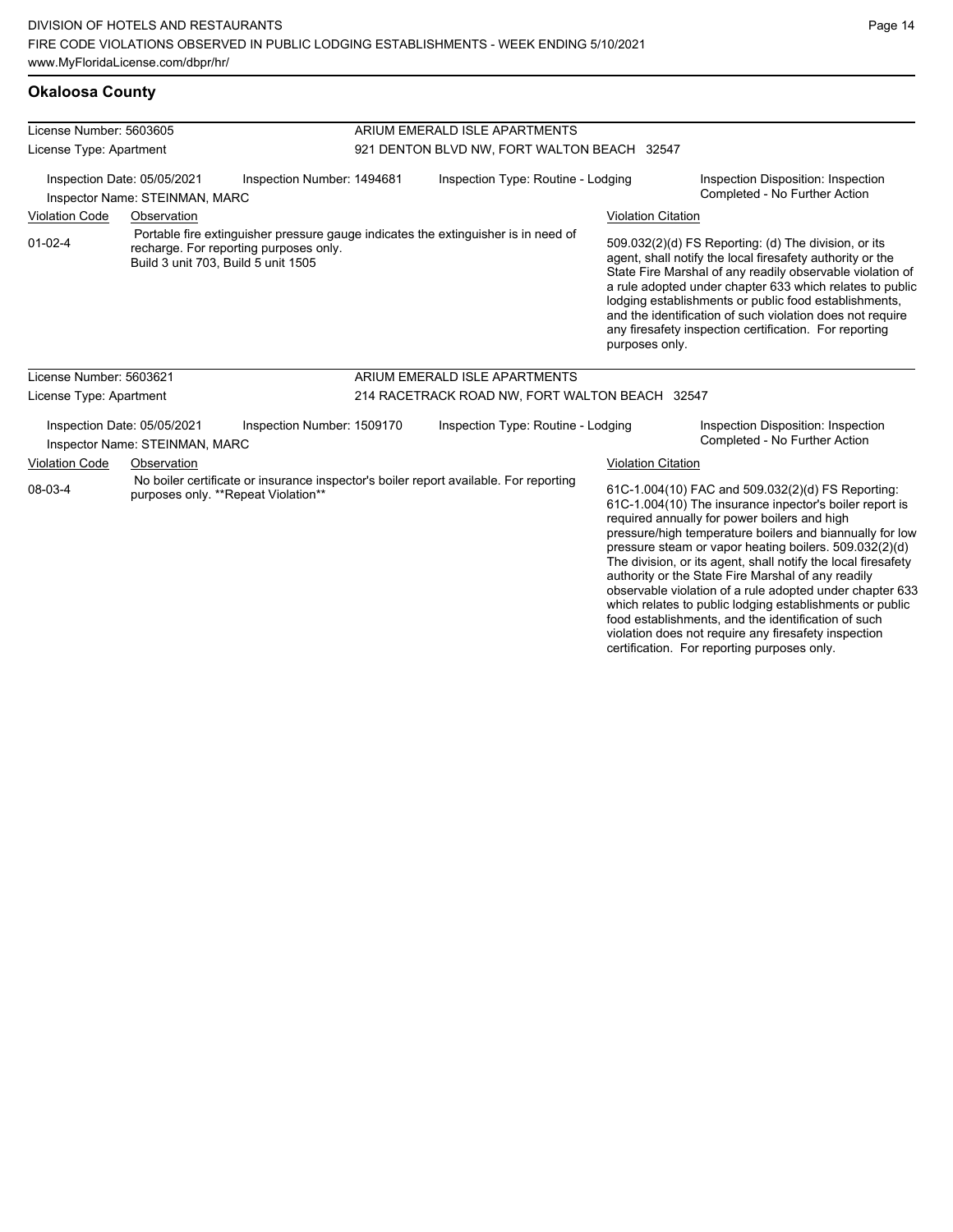## Okaloosa County

| License Number: 5603605 | | ARIUM EMERALD ISLE APARTMENTS | |
|---|---|---|---|
| License Type: Apartment | | 921 DENTON BLVD NW, FORT WALTON BEACH 32547 | |
| Inspection Date: 05/05/2021<br>Inspector Name: STEINMAN, MARC | Inspection Number: 1494681 | Inspection Type: Routine - Lodging | Inspection Disposition: Inspection Completed - No Further Action |

| Violation Code | Observation | Violation Citation |
|---|---|---|
| 01-02-4 | Portable fire extinguisher pressure gauge indicates the extinguisher is in need of recharge. For reporting purposes only. Build 3 unit 703, Build 5 unit 1505 | 509.032(2)(d) FS Reporting: (d) The division, or its agent, shall notify the local firesafety authority or the State Fire Marshal of any readily observable violation of a rule adopted under chapter 633 which relates to public lodging establishments or public food establishments, and the identification of such violation does not require any firesafety inspection certification. For reporting purposes only. |

| License Number: 5603621 | | ARIUM EMERALD ISLE APARTMENTS | |
|---|---|---|---|
| License Type: Apartment | | 214 RACETRACK ROAD NW, FORT WALTON BEACH 32547 | |
| Inspection Date: 05/05/2021<br>Inspector Name: STEINMAN, MARC | Inspection Number: 1509170 | Inspection Type: Routine - Lodging | Inspection Disposition: Inspection Completed - No Further Action |

| Violation Code | Observation | Violation Citation |
|---|---|---|
| 08-03-4 | No boiler certificate or insurance inspector's boiler report available. For reporting purposes only. **Repeat Violation** | 61C-1.004(10) FAC and 509.032(2)(d) FS Reporting: 61C-1.004(10) The insurance inpector's boiler report is required annually for power boilers and high pressure/high temperature boilers and biannually for low pressure steam or vapor heating boilers. 509.032(2)(d) The division, or its agent, shall notify the local firesafety authority or the State Fire Marshal of any readily observable violation of a rule adopted under chapter 633 which relates to public lodging establishments or public food establishments, and the identification of such violation does not require any firesafety inspection certification. For reporting purposes only. |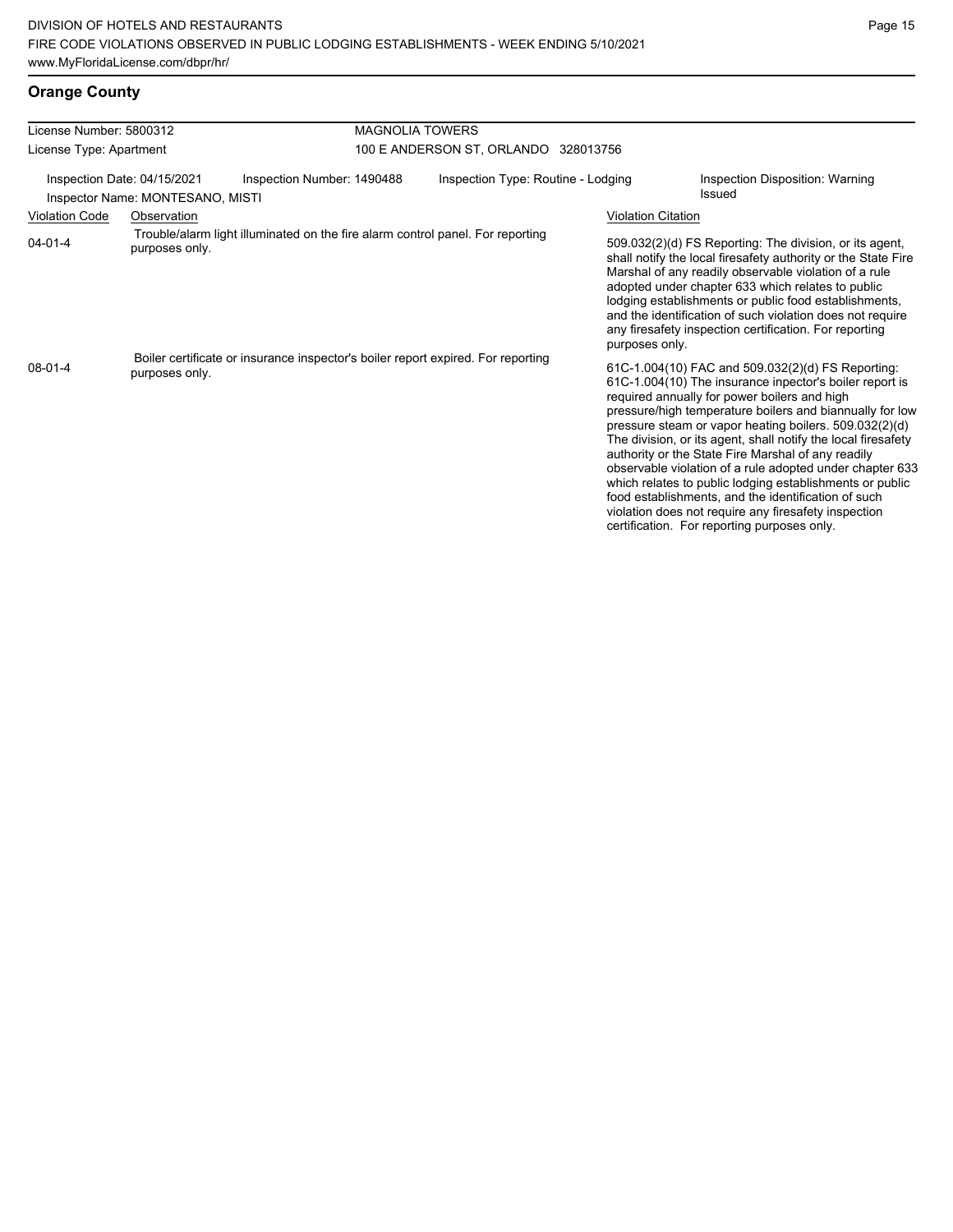## Orange County

| License Number: 5800312 | MAGNOLIA TOWERS |
|---|---|
| License Type: Apartment | 100 E ANDERSON ST, ORLANDO 328013756 |

Inspection Date: 04/15/2021 | Inspection Number: 1490488 | Inspection Type: Routine - Lodging | Inspection Disposition: Warning Issued

Inspector Name: MONTESANO, MISTI

| Violation Code | Observation | Violation Citation |
|---|---|---|
| 04-01-4 | Trouble/alarm light illuminated on the fire alarm control panel. For reporting purposes only. | 509.032(2)(d) FS Reporting: The division, or its agent, shall notify the local firesafety authority or the State Fire Marshal of any readily observable violation of a rule adopted under chapter 633 which relates to public lodging establishments or public food establishments, and the identification of such violation does not require any firesafety inspection certification. For reporting purposes only. |
| 08-01-4 | Boiler certificate or insurance inspector's boiler report expired. For reporting purposes only. | 61C-1.004(10) FAC and 509.032(2)(d) FS Reporting: 61C-1.004(10) The insurance inpector's boiler report is required annually for power boilers and high pressure/high temperature boilers and biannually for low pressure steam or vapor heating boilers. 509.032(2)(d) The division, or its agent, shall notify the local firesafety authority or the State Fire Marshal of any readily observable violation of a rule adopted under chapter 633 which relates to public lodging establishments or public food establishments, and the identification of such violation does not require any firesafety inspection certification. For reporting purposes only. |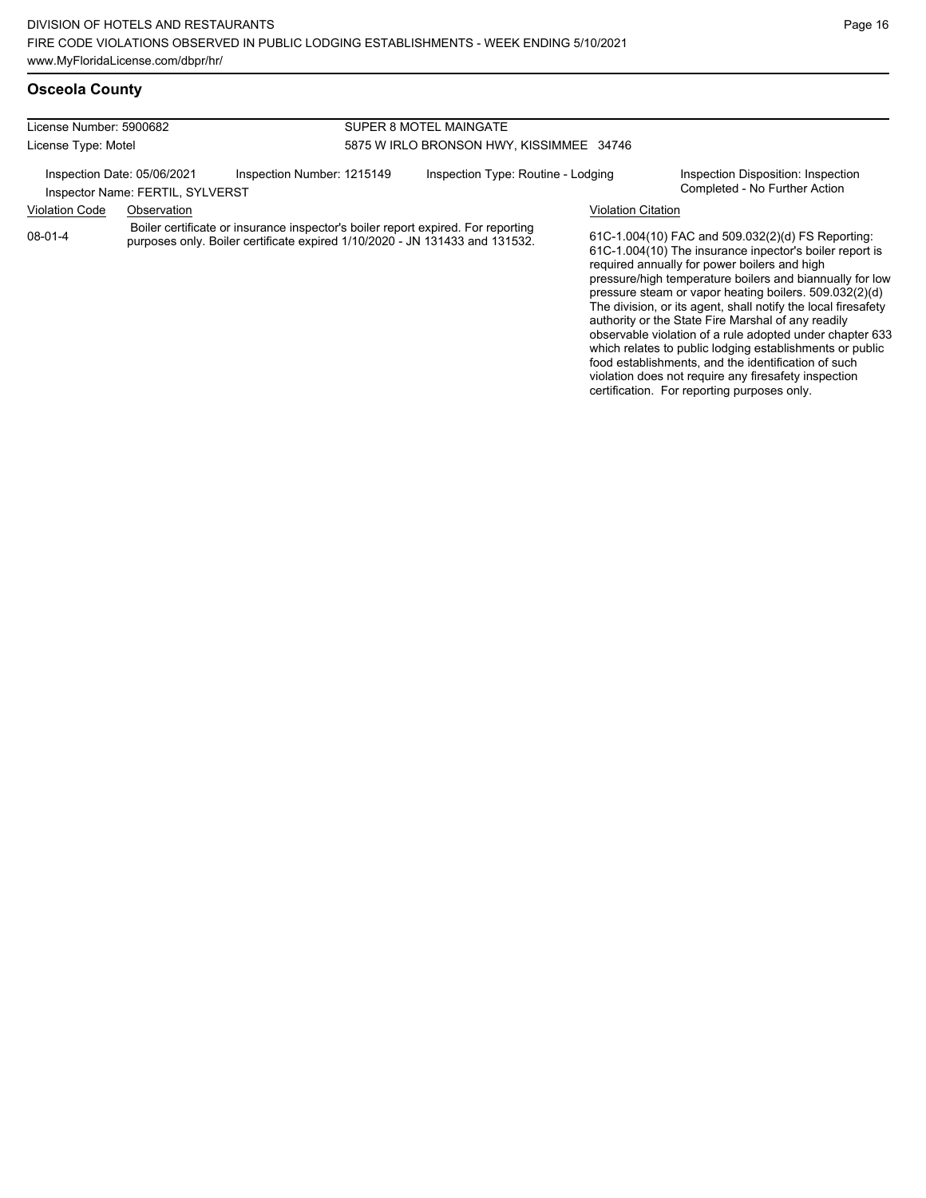## Osceola County

| License Number: 5900682 | SUPER 8 MOTEL MAINGATE |
|---|---|
| License Type: Motel | 5875 W IRLO BRONSON HWY, KISSIMMEE 34746 |

Inspection Date: 05/06/2021    Inspection Number: 1215149    Inspection Type: Routine - Lodging    Inspection Disposition: Inspection Completed - No Further Action

Inspector Name: FERTIL, SYLVERST

| Violation Code | Observation | Violation Citation |
|---|---|---|
| 08-01-4 | Boiler certificate or insurance inspector's boiler report expired. For reporting purposes only. Boiler certificate expired 1/10/2020 - JN 131433 and 131532. | 61C-1.004(10) FAC and 509.032(2)(d) FS Reporting: 61C-1.004(10) The insurance inpector's boiler report is required annually for power boilers and high pressure/high temperature boilers and biannually for low pressure steam or vapor heating boilers. 509.032(2)(d) The division, or its agent, shall notify the local firesafety authority or the State Fire Marshal of any readily observable violation of a rule adopted under chapter 633 which relates to public lodging establishments or public food establishments, and the identification of such violation does not require any firesafety inspection certification. For reporting purposes only. |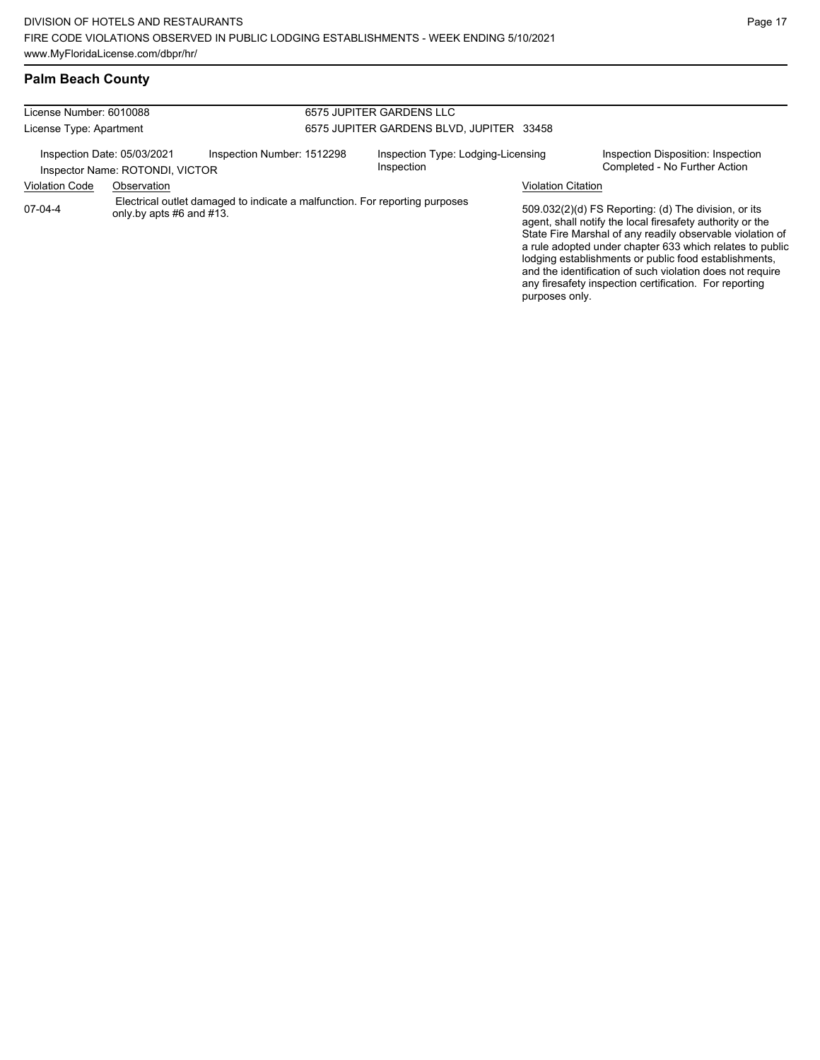## Palm Beach County

| License Number: 6010088 | | 6575 JUPITER GARDENS LLC | |
|---|---|---|---|
| License Type: Apartment | | 6575 JUPITER GARDENS BLVD, JUPITER 33458 | |
| Inspection Date: 05/03/2021<br>Inspector Name: ROTONDI, VICTOR | Inspection Number: 1512298 | Inspection Type: Lodging-Licensing Inspection | Inspection Disposition: Inspection Completed - No Further Action |

| Violation Code | Observation | Violation Citation |
|---|---|---|
| 07-04-4 | Electrical outlet damaged to indicate a malfunction. For reporting purposes only.by apts #6 and #13. | 509.032(2)(d) FS Reporting: (d) The division, or its agent, shall notify the local firesafety authority or the State Fire Marshal of any readily observable violation of a rule adopted under chapter 633 which relates to public lodging establishments or public food establishments, and the identification of such violation does not require any firesafety inspection certification. For reporting purposes only. |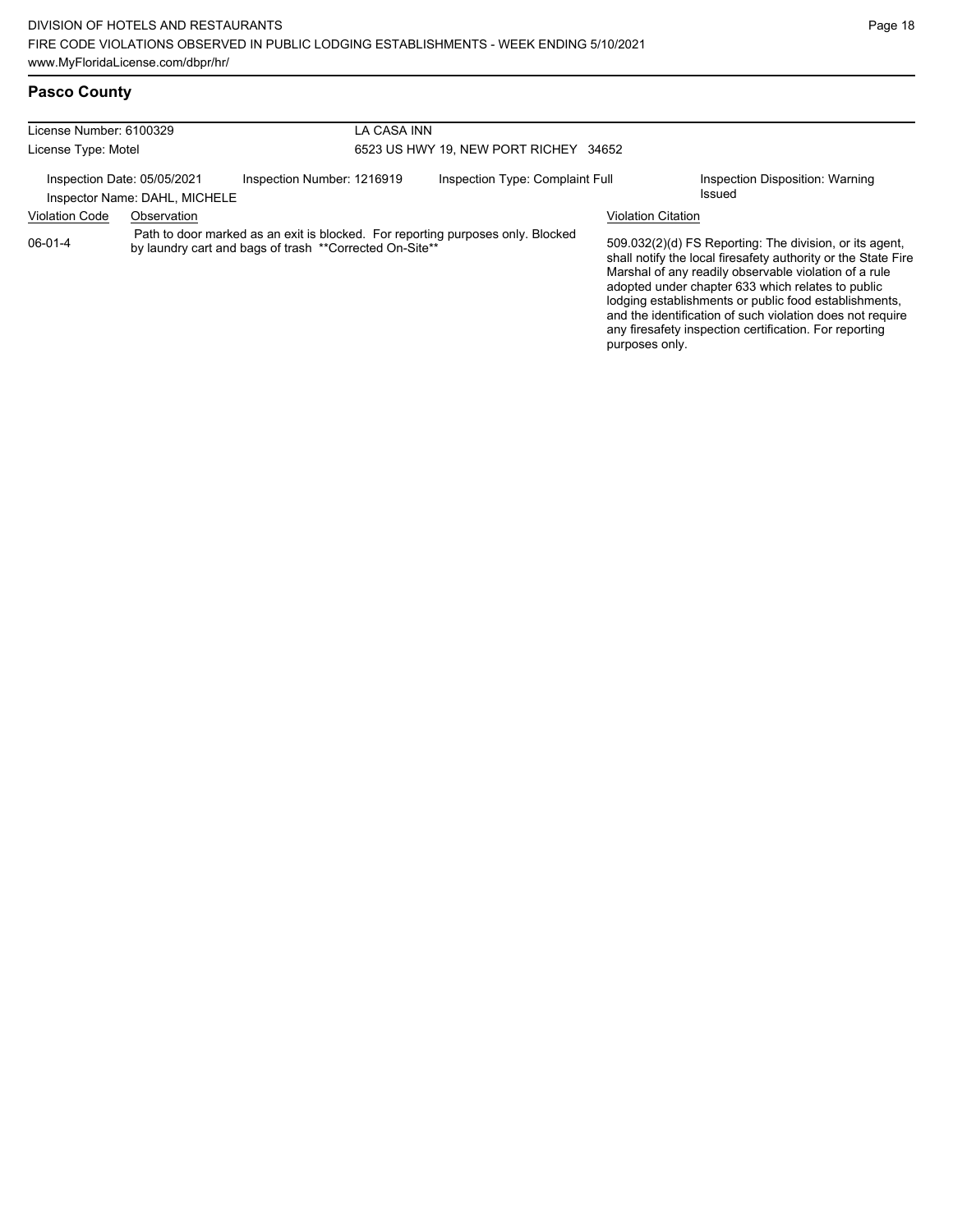## Pasco County

License Number: 6100329 LA CASA INN

License Type: Motel 6523 US HWY 19, NEW PORT RICHEY 34652

Inspection Date: 05/05/2021 Inspection Number: 1216919 Inspection Type: Complaint Full Inspection Disposition: Warning Issued

Inspector Name: DAHL, MICHELE

| Violation Code | Observation | Violation Citation |
| --- | --- | --- |
| 06-01-4 | Path to door marked as an exit is blocked. For reporting purposes only. Blocked by laundry cart and bags of trash **Corrected On-Site** | 509.032(2)(d) FS Reporting: The division, or its agent, shall notify the local firesafety authority or the State Fire Marshal of any readily observable violation of a rule adopted under chapter 633 which relates to public lodging establishments or public food establishments, and the identification of such violation does not require any firesafety inspection certification. For reporting purposes only. |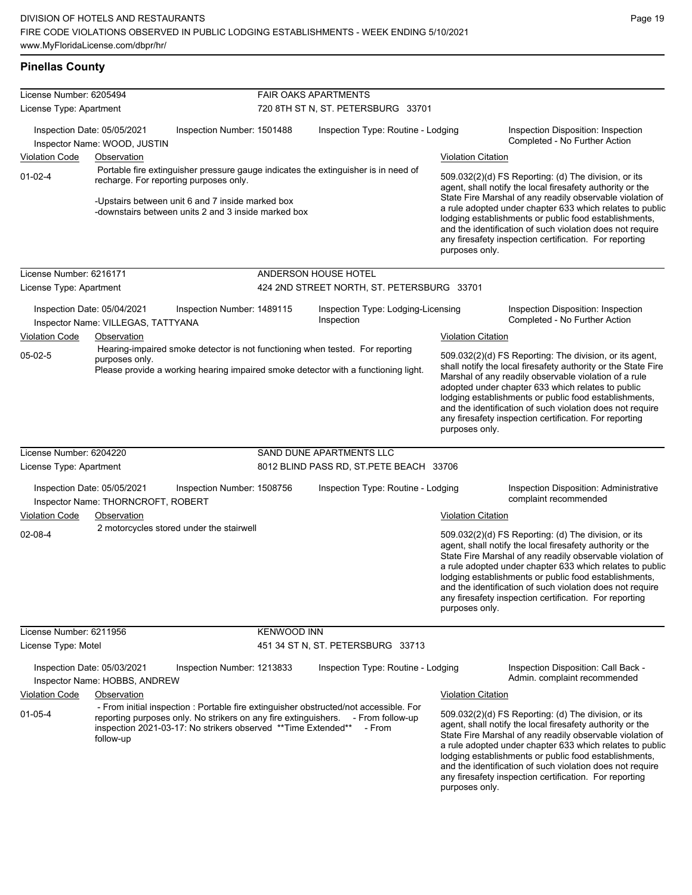## Pinellas County

**License Number:** 6205494 — **FAIR OAKS APARTMENTS**
**License Type:** Apartment — 720 8TH ST N, ST. PETERSBURG 33701

Inspection Date: 05/05/2021 | Inspection Number: 1501488 | Inspection Type: Routine - Lodging | Inspection Disposition: Inspection Completed - No Further Action
Inspector Name: WOOD, JUSTIN

| Violation Code | Observation | Violation Citation |
|---|---|---|
| 01-02-4 | Portable fire extinguisher pressure gauge indicates the extinguisher is in need of recharge. For reporting purposes only. -Upstairs between unit 6 and 7 inside marked box -downstairs between units 2 and 3 inside marked box | 509.032(2)(d) FS Reporting: (d) The division, or its agent, shall notify the local firesafety authority or the State Fire Marshal of any readily observable violation of a rule adopted under chapter 633 which relates to public lodging establishments or public food establishments, and the identification of such violation does not require any firesafety inspection certification. For reporting purposes only. |

**License Number:** 6216171 — **ANDERSON HOUSE HOTEL**
**License Type:** Apartment — 424 2ND STREET NORTH, ST. PETERSBURG 33701

Inspection Date: 05/04/2021 | Inspection Number: 1489115 | Inspection Type: Lodging-Licensing Inspection | Inspection Disposition: Inspection Completed - No Further Action
Inspector Name: VILLEGAS, TATTYANA

| Violation Code | Observation | Violation Citation |
|---|---|---|
| 05-02-5 | Hearing-impaired smoke detector is not functioning when tested. For reporting purposes only. Please provide a working hearing impaired smoke detector with a functioning light. | 509.032(2)(d) FS Reporting: The division, or its agent, shall notify the local firesafety authority or the State Fire Marshal of any readily observable violation of a rule adopted under chapter 633 which relates to public lodging establishments or public food establishments, and the identification of such violation does not require any firesafety inspection certification. For reporting purposes only. |

**License Number:** 6204220 — **SAND DUNE APARTMENTS LLC**
**License Type:** Apartment — 8012 BLIND PASS RD, ST.PETE BEACH 33706

Inspection Date: 05/05/2021 | Inspection Number: 1508756 | Inspection Type: Routine - Lodging | Inspection Disposition: Administrative complaint recommended
Inspector Name: THORNCROFT, ROBERT

| Violation Code | Observation | Violation Citation |
|---|---|---|
| 02-08-4 | 2 motorcycles stored under the stairwell | 509.032(2)(d) FS Reporting: (d) The division, or its agent, shall notify the local firesafety authority or the State Fire Marshal of any readily observable violation of a rule adopted under chapter 633 which relates to public lodging establishments or public food establishments, and the identification of such violation does not require any firesafety inspection certification. For reporting purposes only. |

**License Number:** 6211956 — **KENWOOD INN**
**License Type:** Motel — 451 34 ST N, ST. PETERSBURG 33713

Inspection Date: 05/03/2021 | Inspection Number: 1213833 | Inspection Type: Routine - Lodging | Inspection Disposition: Call Back - Admin. complaint recommended
Inspector Name: HOBBS, ANDREW

| Violation Code | Observation | Violation Citation |
|---|---|---|
| 01-05-4 | - From initial inspection : Portable fire extinguisher obstructed/not accessible. For reporting purposes only. No strikers on any fire extinguishers. - From follow-up inspection 2021-03-17: No strikers observed **Time Extended** - From follow-up | 509.032(2)(d) FS Reporting: (d) The division, or its agent, shall notify the local firesafety authority or the State Fire Marshal of any readily observable violation of a rule adopted under chapter 633 which relates to public lodging establishments or public food establishments, and the identification of such violation does not require any firesafety inspection certification. For reporting purposes only. |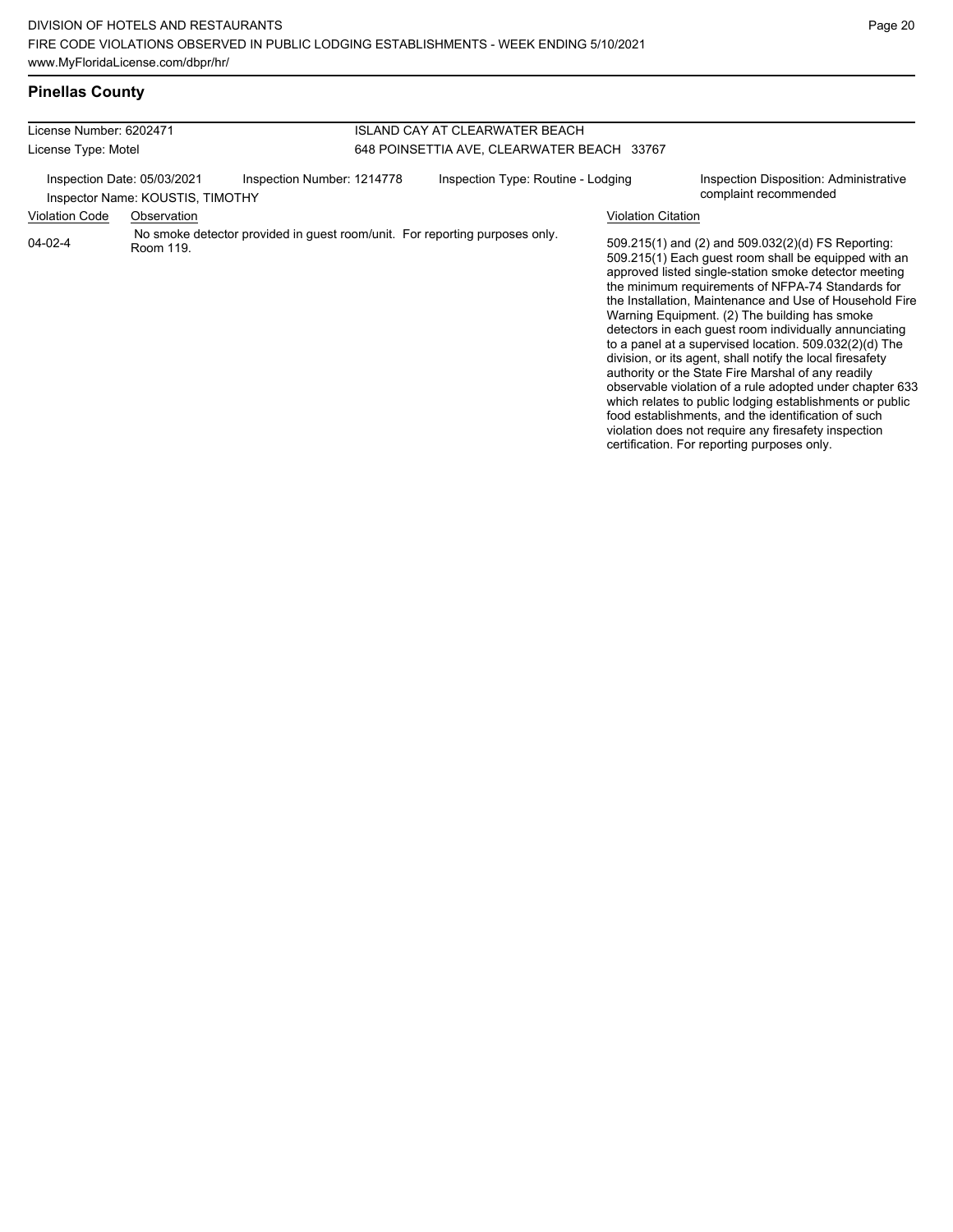## Pinellas County

License Number: 6202471
License Type: Motel

ISLAND CAY AT CLEARWATER BEACH
648 POINSETTIA AVE, CLEARWATER BEACH 33767

Inspection Date: 05/03/2021
Inspector Name: KOUSTIS, TIMOTHY
Inspection Number: 1214778
Inspection Type: Routine - Lodging
Inspection Disposition: Administrative complaint recommended

| Violation Code | Observation | Violation Citation |
| --- | --- | --- |
| 04-02-4 | No smoke detector provided in guest room/unit. For reporting purposes only. Room 119. | 509.215(1) and (2) and 509.032(2)(d) FS Reporting: 509.215(1) Each guest room shall be equipped with an approved listed single-station smoke detector meeting the minimum requirements of NFPA-74 Standards for the Installation, Maintenance and Use of Household Fire Warning Equipment. (2) The building has smoke detectors in each guest room individually annunciating to a panel at a supervised location. 509.032(2)(d) The division, or its agent, shall notify the local firesafety authority or the State Fire Marshal of any readily observable violation of a rule adopted under chapter 633 which relates to public lodging establishments or public food establishments, and the identification of such violation does not require any firesafety inspection certification. For reporting purposes only. |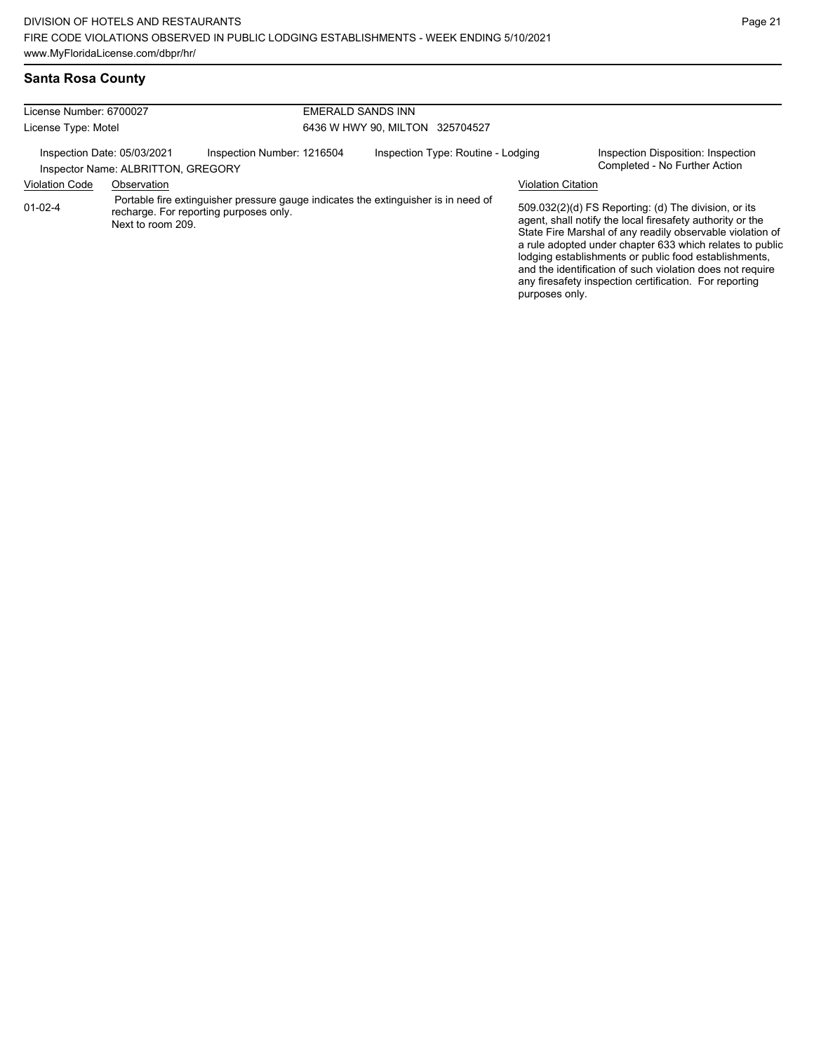## Santa Rosa County

| | |
|---|---|
| License Number: 6700027 | EMERALD SANDS INN |
| License Type: Motel | 6436 W HWY 90, MILTON 325704527 |

Inspection Date: 05/03/2021 | Inspection Number: 1216504 | Inspection Type: Routine - Lodging | Inspection Disposition: Inspection Completed - No Further Action

Inspector Name: ALBRITTON, GREGORY

| Violation Code | Observation | Violation Citation |
|---|---|---|
| 01-02-4 | Portable fire extinguisher pressure gauge indicates the extinguisher is in need of recharge. For reporting purposes only. Next to room 209. | 509.032(2)(d) FS Reporting: (d) The division, or its agent, shall notify the local firesafety authority or the State Fire Marshal of any readily observable violation of a rule adopted under chapter 633 which relates to public lodging establishments or public food establishments, and the identification of such violation does not require any firesafety inspection certification. For reporting purposes only. |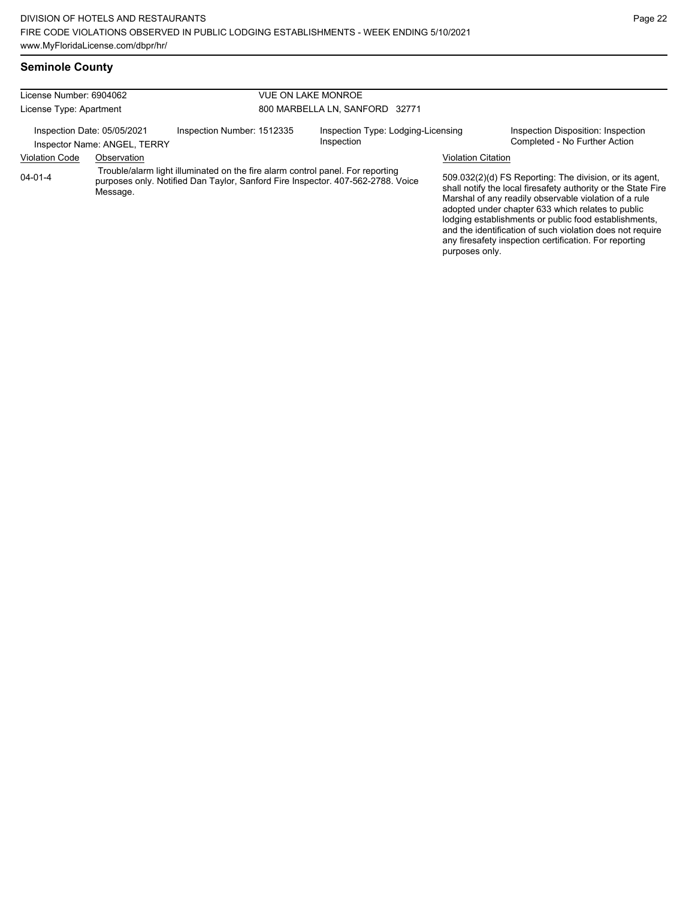## Seminole County

| License Number: 6904062 | VUE ON LAKE MONROE |
| --- | --- |
| License Type: Apartment | 800 MARBELLA LN, SANFORD 32771 |

| Inspection Date: 05/05/2021 | Inspection Number: 1512335 | Inspection Type: Lodging-Licensing Inspection | Inspection Disposition: Inspection Completed - No Further Action |
| --- | --- | --- | --- |
| Inspector Name: ANGEL, TERRY | | | |

| Violation Code | Observation | Violation Citation |
| --- | --- | --- |
| 04-01-4 | Trouble/alarm light illuminated on the fire alarm control panel. For reporting purposes only. Notified Dan Taylor, Sanford Fire Inspector. 407-562-2788. Voice Message. | 509.032(2)(d) FS Reporting: The division, or its agent, shall notify the local firesafety authority or the State Fire Marshal of any readily observable violation of a rule adopted under chapter 633 which relates to public lodging establishments or public food establishments, and the identification of such violation does not require any firesafety inspection certification. For reporting purposes only. |